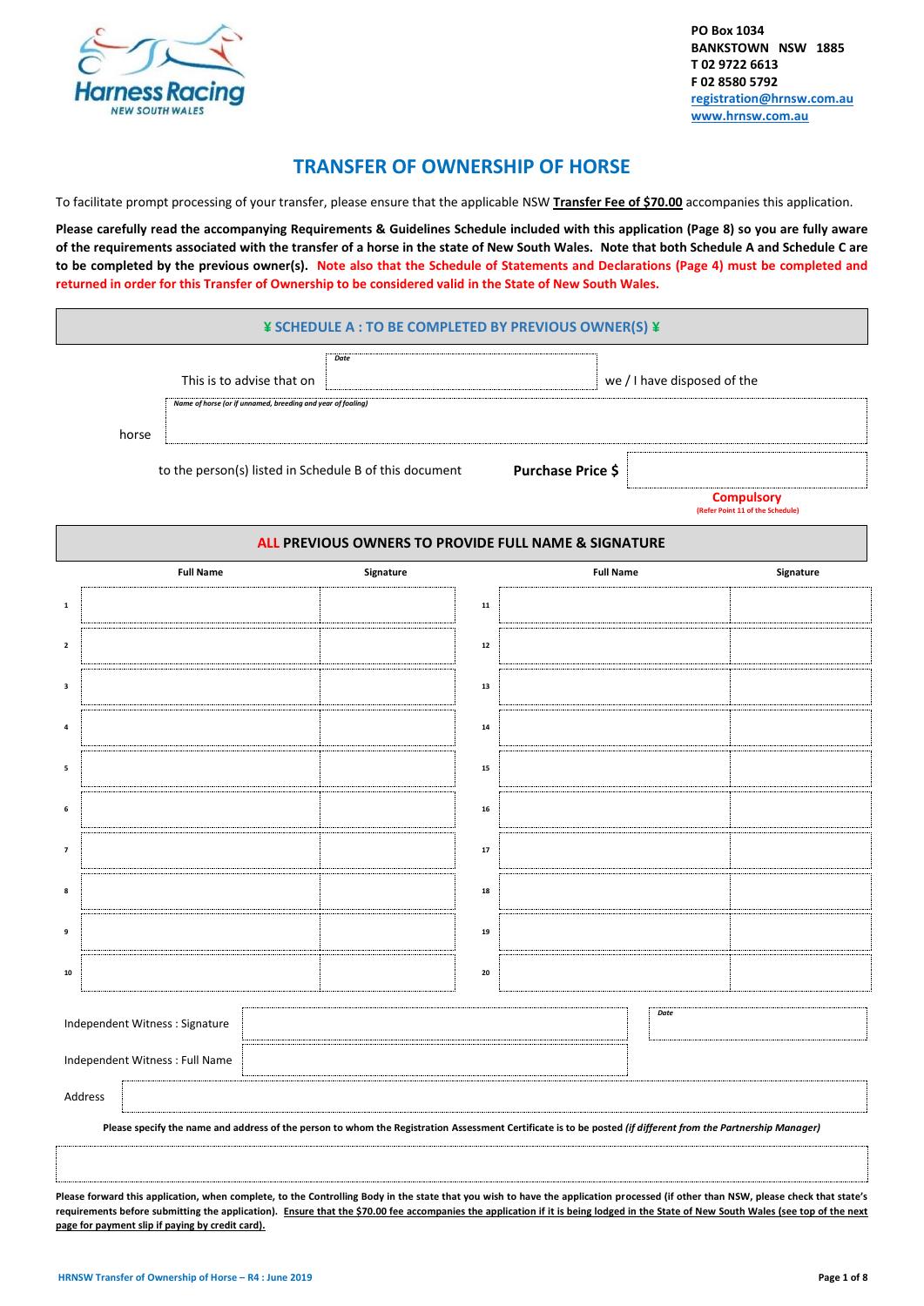PO Box 1034
BANKSTOWN NSW 1885
T 02 9722 6613
F 02 8580 5792
registration@hrnsw.com.au
www.hrnsw.com.au

# TRANSFER OF OWNERSHIP OF HORSE

To facilitate prompt processing of your transfer, please ensure that the applicable NSW **Transfer Fee of $70.00** accompanies this application.

**Please carefully read the accompanying Requirements & Guidelines Schedule included with this application (Page 8) so you are fully aware of the requirements associated with the transfer of a horse in the state of New South Wales. Note that both Schedule A and Schedule C are to be completed by the previous owner(s). Note also that the Schedule of Statements and Declarations (Page 4) must be completed and returned in order for this Transfer of Ownership to be considered valid in the State of New South Wales.**

## ¥ SCHEDULE A : TO BE COMPLETED BY PREVIOUS OWNER(S) ¥

This is to advise that on *Date* \_\_\_\_\_\_\_\_\_\_ we / I have disposed of the

horse *Name of horse (or if unnamed, breeding and year of foaling)* \_\_\_\_\_\_\_\_\_\_

to the person(s) listed in Schedule B of this document **Purchase Price $** \_\_\_\_\_\_\_\_\_\_

**Compulsory**
(Refer Point 11 of the Schedule)

### ALL PREVIOUS OWNERS TO PROVIDE FULL NAME & SIGNATURE

| | Full Name | Signature | | Full Name | Signature |
|---|---|---|---|---|---|
| 1 | | | 11 | | |
| 2 | | | 12 | | |
| 3 | | | 13 | | |
| 4 | | | 14 | | |
| 5 | | | 15 | | |
| 6 | | | 16 | | |
| 7 | | | 17 | | |
| 8 | | | 18 | | |
| 9 | | | 19 | | |
| 10 | | | 20 | | |

Independent Witness : Signature \_\_\_\_\_\_\_\_\_\_ *Date* \_\_\_\_\_\_\_\_\_\_

Independent Witness : Full Name \_\_\_\_\_\_\_\_\_\_

Address \_\_\_\_\_\_\_\_\_\_

**Please specify the name and address of the person to whom the Registration Assessment Certificate is to be posted *(if different from the Partnership Manager)***

\_\_\_\_\_\_\_\_\_\_

**Please forward this application, when complete, to the Controlling Body in the state that you wish to have the application processed (if other than NSW, please check that state's requirements before submitting the application). Ensure that the $70.00 fee accompanies the application if it is being lodged in the State of New South Wales (see top of the next page for payment slip if paying by credit card).**

HRNSW Transfer of Ownership of Horse – R4 : June 2019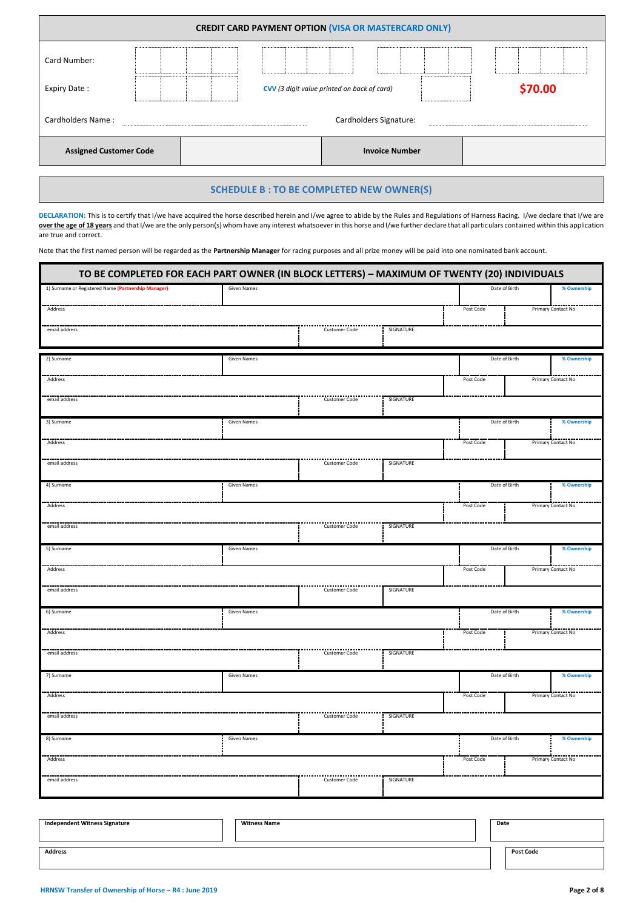## CREDIT CARD PAYMENT OPTION (VISA OR MASTERCARD ONLY)

| | |
|---|---|
| Card Number: | |
| Expiry Date : | *CVV (3 digit value printed on back of card)* |
| | **$70.00** |
| Cardholders Name : | Cardholders Signature: |

| **Assigned Customer Code** | | **Invoice Number** | |
|---|---|---|---|

## SCHEDULE B : TO BE COMPLETED NEW OWNER(S)

**DECLARATION:** This is to certify that I/we have acquired the horse described herein and I/we agree to abide by the Rules and Regulations of Harness Racing. I/we declare that I/we are **over the age of 18 years** and that I/we are the only person(s) whom have any interest whatsoever in this horse and I/we further declare that all particulars contained within this application are true and correct.

Note that the first named person will be regarded as the **Partnership Manager** for racing purposes and all prize money will be paid into one nominated bank account.

### TO BE COMPLETED FOR EACH PART OWNER (IN BLOCK LETTERS) – MAXIMUM OF TWENTY (20) INDIVIDUALS

| 1) Surname or Registered Name **(Partnership Manager)** | Given Names | | Date of Birth | % Ownership |
|---|---|---|---|---|
| Address | | | Post Code | Primary Contact No |
| email address | Customer Code | SIGNATURE | | |

| 2) Surname | Given Names | | Date of Birth | % Ownership |
|---|---|---|---|---|
| Address | | | Post Code | Primary Contact No |
| email address | Customer Code | SIGNATURE | | |

| 3) Surname | Given Names | | Date of Birth | % Ownership |
|---|---|---|---|---|
| Address | | | Post Code | Primary Contact No |
| email address | Customer Code | SIGNATURE | | |

| 4) Surname | Given Names | | Date of Birth | % Ownership |
|---|---|---|---|---|
| Address | | | Post Code | Primary Contact No |
| email address | Customer Code | SIGNATURE | | |

| 5) Surname | Given Names | | Date of Birth | % Ownership |
|---|---|---|---|---|
| Address | | | Post Code | Primary Contact No |
| email address | Customer Code | SIGNATURE | | |

| 6) Surname | Given Names | | Date of Birth | % Ownership |
|---|---|---|---|---|
| Address | | | Post Code | Primary Contact No |
| email address | Customer Code | SIGNATURE | | |

| 7) Surname | Given Names | | Date of Birth | % Ownership |
|---|---|---|---|---|
| Address | | | Post Code | Primary Contact No |
| email address | Customer Code | SIGNATURE | | |

| 8) Surname | Given Names | | Date of Birth | % Ownership |
|---|---|---|---|---|
| Address | | | Post Code | Primary Contact No |
| email address | Customer Code | SIGNATURE | | |

| **Independent Witness Signature** | **Witness Name** | **Date** |
|---|---|---|
| **Address** | | **Post Code** |

HRNSW Transfer of Ownership of Horse – R4 : June 2019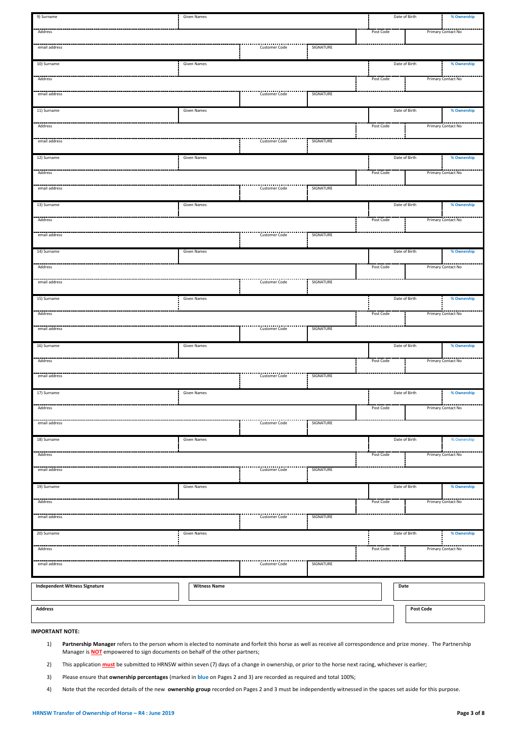| 9) Surname | Given Names | | | Date of Birth | % Ownership |
|---|---|---|---|---|---|
| Address | | | | Post Code | Primary Contact No |
| email address | | Customer Code | SIGNATURE | | |

| 10) Surname | Given Names | | | Date of Birth | % Ownership |
|---|---|---|---|---|---|
| Address | | | | Post Code | Primary Contact No |
| email address | | Customer Code | SIGNATURE | | |

| 11) Surname | Given Names | | | Date of Birth | % Ownership |
|---|---|---|---|---|---|
| Address | | | | Post Code | Primary Contact No |
| email address | | Customer Code | SIGNATURE | | |

| 12) Surname | Given Names | | | Date of Birth | % Ownership |
|---|---|---|---|---|---|
| Address | | | | Post Code | Primary Contact No |
| email address | | Customer Code | SIGNATURE | | |

| 13) Surname | Given Names | | | Date of Birth | % Ownership |
|---|---|---|---|---|---|
| Address | | | | Post Code | Primary Contact No |
| email address | | Customer Code | SIGNATURE | | |

| 14) Surname | Given Names | | | Date of Birth | % Ownership |
|---|---|---|---|---|---|
| Address | | | | Post Code | Primary Contact No |
| email address | | Customer Code | SIGNATURE | | |

| 15) Surname | Given Names | | | Date of Birth | % Ownership |
|---|---|---|---|---|---|
| Address | | | | Post Code | Primary Contact No |
| email address | | Customer Code | SIGNATURE | | |

| 16) Surname | Given Names | | | Date of Birth | % Ownership |
|---|---|---|---|---|---|
| Address | | | | Post Code | Primary Contact No |
| email address | | Customer Code | SIGNATURE | | |

| 17) Surname | Given Names | | | Date of Birth | % Ownership |
|---|---|---|---|---|---|
| Address | | | | Post Code | Primary Contact No |
| email address | | Customer Code | SIGNATURE | | |

| 18) Surname | Given Names | | | Date of Birth | % Ownership |
|---|---|---|---|---|---|
| Address | | | | Post Code | Primary Contact No |
| email address | | Customer Code | SIGNATURE | | |

| 19) Surname | Given Names | | | Date of Birth | % Ownership |
|---|---|---|---|---|---|
| Address | | | | Post Code | Primary Contact No |
| email address | | Customer Code | SIGNATURE | | |

| 20) Surname | Given Names | | | Date of Birth | % Ownership |
|---|---|---|---|---|---|
| Address | | | | Post Code | Primary Contact No |
| email address | | Customer Code | SIGNATURE | | |

| **Independent Witness Signature** | **Witness Name** | **Date** |
|---|---|---|
| **Address** | | **Post Code** |

**IMPORTANT NOTE:**

1) **Partnership Manager** refers to the person whom is elected to nominate and forfeit this horse as well as receive all correspondence and prize money. The Partnership Manager is **NOT** empowered to sign documents on behalf of the other partners;

2) This application **must** be submitted to HRNSW within seven (7) days of a change in ownership, or prior to the horse next racing, whichever is earlier;

3) Please ensure that **ownership percentages** (marked in **blue** on Pages 2 and 3) are recorded as required and total 100%;

4) Note that the recorded details of the new **ownership group** recorded on Pages 2 and 3 must be independently witnessed in the spaces set aside for this purpose.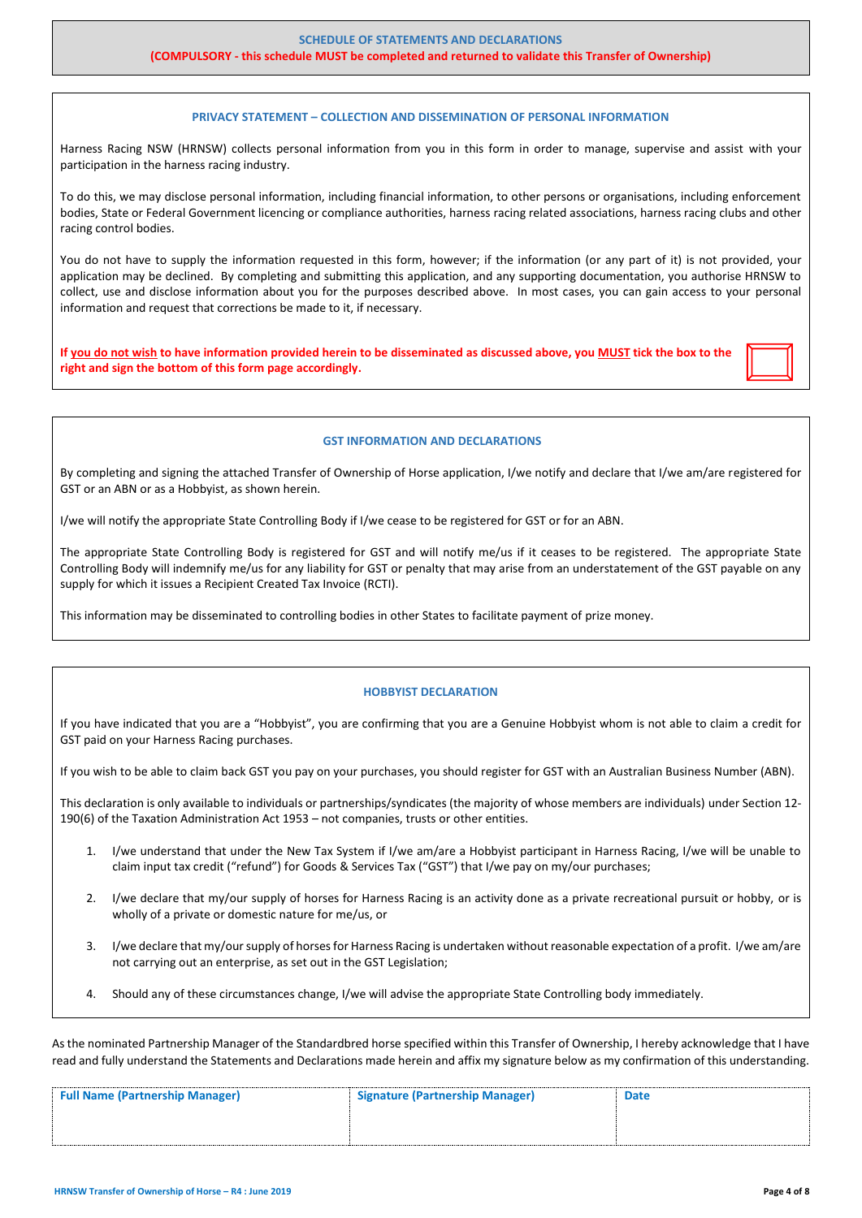## SCHEDULE OF STATEMENTS AND DECLARATIONS

**(COMPULSORY - this schedule MUST be completed and returned to validate this Transfer of Ownership)**

### PRIVACY STATEMENT – COLLECTION AND DISSEMINATION OF PERSONAL INFORMATION

Harness Racing NSW (HRNSW) collects personal information from you in this form in order to manage, supervise and assist with your participation in the harness racing industry.

To do this, we may disclose personal information, including financial information, to other persons or organisations, including enforcement bodies, State or Federal Government licencing or compliance authorities, harness racing related associations, harness racing clubs and other racing control bodies.

You do not have to supply the information requested in this form, however; if the information (or any part of it) is not provided, your application may be declined. By completing and submitting this application, and any supporting documentation, you authorise HRNSW to collect, use and disclose information about you for the purposes described above. In most cases, you can gain access to your personal information and request that corrections be made to it, if necessary.

**If you do not wish to have information provided herein to be disseminated as discussed above, you MUST tick the box to the right and sign the bottom of this form page accordingly.** ☐

### GST INFORMATION AND DECLARATIONS

By completing and signing the attached Transfer of Ownership of Horse application, I/we notify and declare that I/we am/are registered for GST or an ABN or as a Hobbyist, as shown herein.

I/we will notify the appropriate State Controlling Body if I/we cease to be registered for GST or for an ABN.

The appropriate State Controlling Body is registered for GST and will notify me/us if it ceases to be registered. The appropriate State Controlling Body will indemnify me/us for any liability for GST or penalty that may arise from an understatement of the GST payable on any supply for which it issues a Recipient Created Tax Invoice (RCTI).

This information may be disseminated to controlling bodies in other States to facilitate payment of prize money.

### HOBBYIST DECLARATION

If you have indicated that you are a "Hobbyist", you are confirming that you are a Genuine Hobbyist whom is not able to claim a credit for GST paid on your Harness Racing purchases.

If you wish to be able to claim back GST you pay on your purchases, you should register for GST with an Australian Business Number (ABN).

This declaration is only available to individuals or partnerships/syndicates (the majority of whose members are individuals) under Section 12-190(6) of the Taxation Administration Act 1953 – not companies, trusts or other entities.

1. I/we understand that under the New Tax System if I/we am/are a Hobbyist participant in Harness Racing, I/we will be unable to claim input tax credit ("refund") for Goods & Services Tax ("GST") that I/we pay on my/our purchases;
2. I/we declare that my/our supply of horses for Harness Racing is an activity done as a private recreational pursuit or hobby, or is wholly of a private or domestic nature for me/us, or
3. I/we declare that my/our supply of horses for Harness Racing is undertaken without reasonable expectation of a profit. I/we am/are not carrying out an enterprise, as set out in the GST Legislation;
4. Should any of these circumstances change, I/we will advise the appropriate State Controlling body immediately.

As the nominated Partnership Manager of the Standardbred horse specified within this Transfer of Ownership, I hereby acknowledge that I have read and fully understand the Statements and Declarations made herein and affix my signature below as my confirmation of this understanding.

| Full Name (Partnership Manager) | Signature (Partnership Manager) | Date |
|---|---|---|
| | | |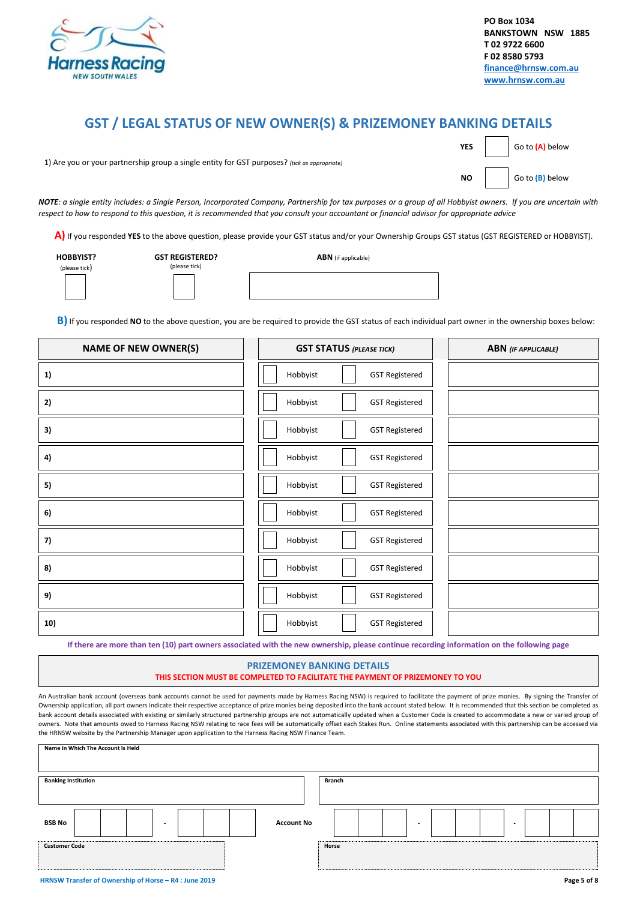Harness Racing NEW SOUTH WALES

PO Box 1034
BANKSTOWN NSW 1885
T 02 9722 6600
F 02 8580 5793
finance@hrnsw.com.au
www.hrnsw.com.au

# GST / LEGAL STATUS OF NEW OWNER(S) & PRIZEMONEY BANKING DETAILS

1) Are you or your partnership group a single entity for GST purposes? *(tick as appropriate)*

| | | |
|---|---|---|
| **YES** | ☐ | Go to **(A)** below |
| **NO** | ☐ | Go to **(B)** below |

***NOTE****: a single entity includes: a Single Person, Incorporated Company, Partnership for tax purposes or a group of all Hobbyist owners. If you are uncertain with respect to how to respond to this question, it is recommended that you consult your accountant or financial advisor for appropriate advice*

**A)** If you responded **YES** to the above question, please provide your GST status and/or your Ownership Groups GST status (GST REGISTERED or HOBBYIST).

| **HOBBYIST?** (please tick) | **GST REGISTERED?** (please tick) | **ABN** (if applicable) |
|---|---|---|
| ☐ | ☐ | |

**B)** If you responded **NO** to the above question, you are be required to provide the GST status of each individual part owner in the ownership boxes below:

| NAME OF NEW OWNER(S) | GST STATUS *(PLEASE TICK)* | ABN *(IF APPLICABLE)* |
|---|---|---|
| 1) | ☐ Hobbyist ☐ GST Registered | |
| 2) | ☐ Hobbyist ☐ GST Registered | |
| 3) | ☐ Hobbyist ☐ GST Registered | |
| 4) | ☐ Hobbyist ☐ GST Registered | |
| 5) | ☐ Hobbyist ☐ GST Registered | |
| 6) | ☐ Hobbyist ☐ GST Registered | |
| 7) | ☐ Hobbyist ☐ GST Registered | |
| 8) | ☐ Hobbyist ☐ GST Registered | |
| 9) | ☐ Hobbyist ☐ GST Registered | |
| 10) | ☐ Hobbyist ☐ GST Registered | |

**If there are more than ten (10) part owners associated with the new ownership, please continue recording information on the following page**

## PRIZEMONEY BANKING DETAILS

**THIS SECTION MUST BE COMPLETED TO FACILITATE THE PAYMENT OF PRIZEMONEY TO YOU**

An Australian bank account (overseas bank accounts cannot be used for payments made by Harness Racing NSW) is required to facilitate the payment of prize monies. By signing the Transfer of Ownership application, all part owners indicate their respective acceptance of prize monies being deposited into the bank account stated below. It is recommended that this section be completed as bank account details associated with existing or similarly structured partnership groups are not automatically updated when a Customer Code is created to accommodate a new or varied group of owners. Note that amounts owed to Harness Racing NSW relating to race fees will be automatically offset each Stakes Run. Online statements associated with this partnership can be accessed via the HRNSW website by the Partnership Manager upon application to the Harness Racing NSW Finance Team.

| | |
|---|---|
| **Name In Which The Account Is Held** | |
| **Banking Institution** | **Branch** |
| **BSB No** ☐☐☐ - ☐☐☐ | **Account No** ☐☐☐ - ☐☐☐ - ☐☐☐ |
| **Customer Code** | **Horse** |

HRNSW Transfer of Ownership of Horse – R4 : June 2019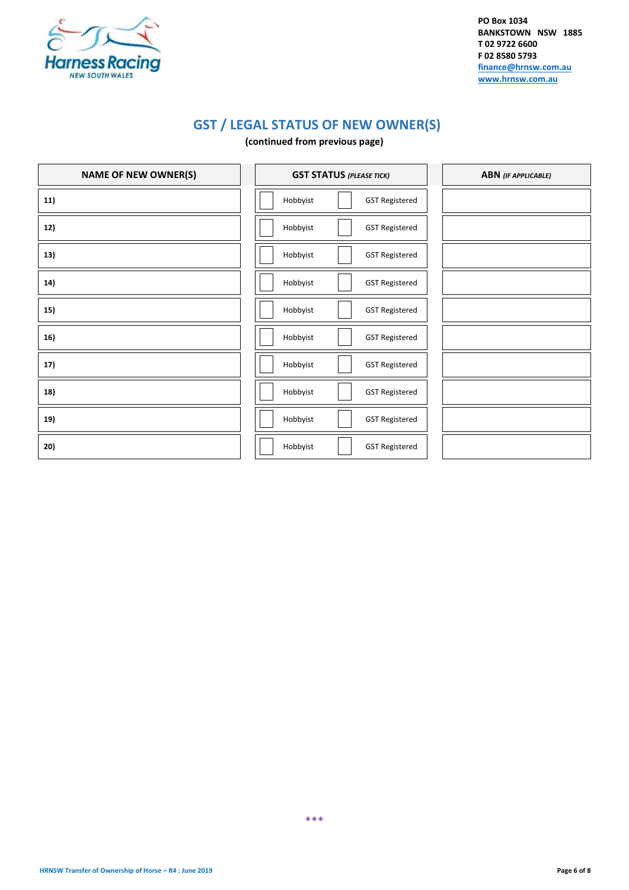PO Box 1034
BANKSTOWN NSW 1885
T 02 9722 6600
F 02 8580 5793
finance@hrnsw.com.au
www.hrnsw.com.au

## GST / LEGAL STATUS OF NEW OWNER(S)

**(continued from previous page)**

| NAME OF NEW OWNER(S) | GST STATUS *(PLEASE TICK)* | ABN *(IF APPLICABLE)* |
|---|---|---|
| **11)** | ☐ Hobbyist ☐ GST Registered | |
| **12)** | ☐ Hobbyist ☐ GST Registered | |
| **13)** | ☐ Hobbyist ☐ GST Registered | |
| **14)** | ☐ Hobbyist ☐ GST Registered | |
| **15)** | ☐ Hobbyist ☐ GST Registered | |
| **16)** | ☐ Hobbyist ☐ GST Registered | |
| **17)** | ☐ Hobbyist ☐ GST Registered | |
| **18)** | ☐ Hobbyist ☐ GST Registered | |
| **19)** | ☐ Hobbyist ☐ GST Registered | |
| **20)** | ☐ Hobbyist ☐ GST Registered | |

***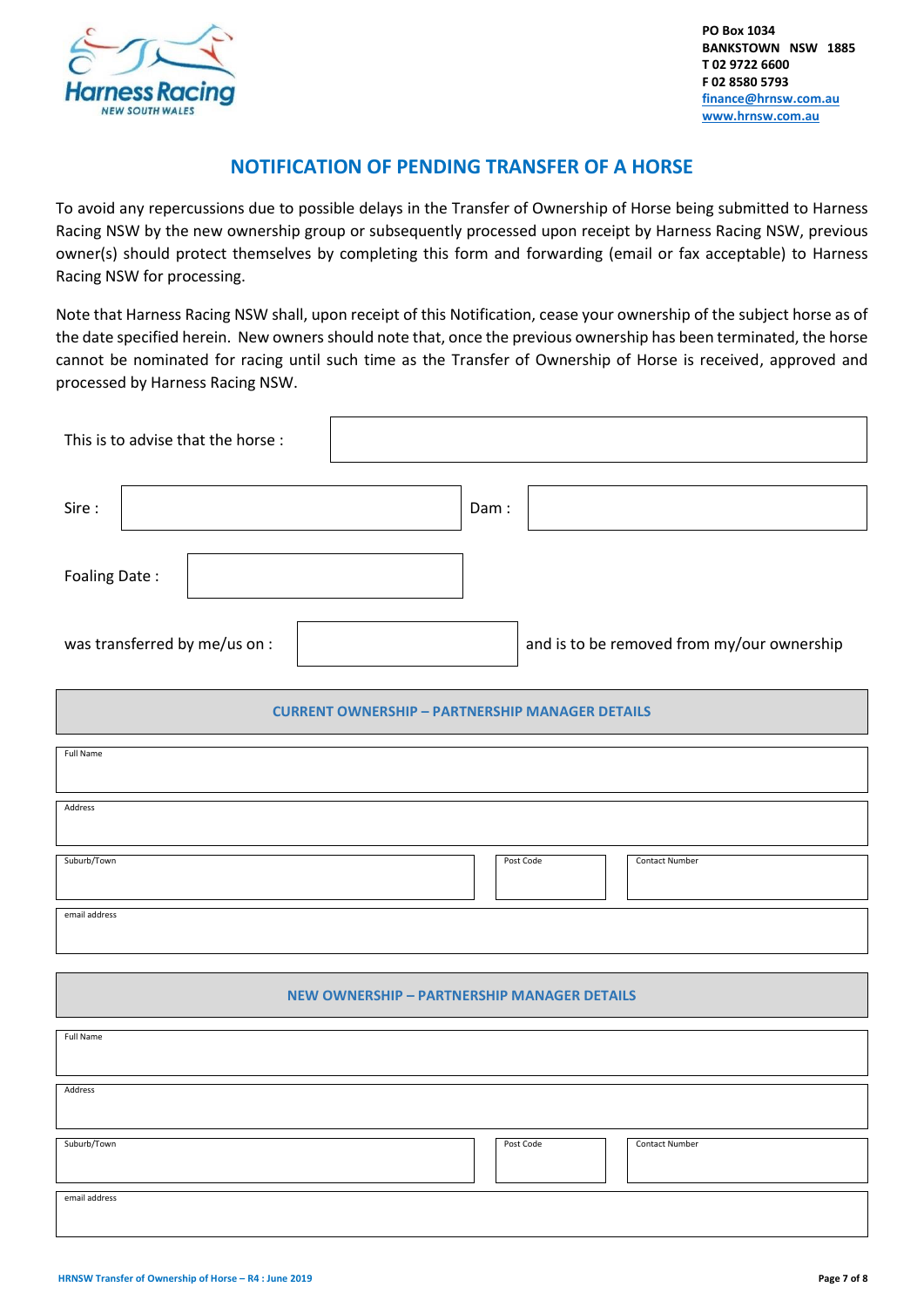Harness Racing NEW SOUTH WALES

**PO Box 1034**
**BANKSTOWN NSW 1885**
**T 02 9722 6600**
**F 02 8580 5793**
**finance@hrnsw.com.au**
**www.hrnsw.com.au**

## NOTIFICATION OF PENDING TRANSFER OF A HORSE

To avoid any repercussions due to possible delays in the Transfer of Ownership of Horse being submitted to Harness Racing NSW by the new ownership group or subsequently processed upon receipt by Harness Racing NSW, previous owner(s) should protect themselves by completing this form and forwarding (email or fax acceptable) to Harness Racing NSW for processing.

Note that Harness Racing NSW shall, upon receipt of this Notification, cease your ownership of the subject horse as of the date specified herein. New owners should note that, once the previous ownership has been terminated, the horse cannot be nominated for racing until such time as the Transfer of Ownership of Horse is received, approved and processed by Harness Racing NSW.

This is to advise that the horse : ____________________

Sire : ____________________ Dam : ____________________

Foaling Date : ____________________

was transferred by me/us on : ____________________ and is to be removed from my/our ownership

### CURRENT OWNERSHIP – PARTNERSHIP MANAGER DETAILS

| Full Name | | |
|---|---|---|
| Address | | |
| Suburb/Town | Post Code | Contact Number |
| email address | | |

### NEW OWNERSHIP – PARTNERSHIP MANAGER DETAILS

| Full Name | | |
|---|---|---|
| Address | | |
| Suburb/Town | Post Code | Contact Number |
| email address | | |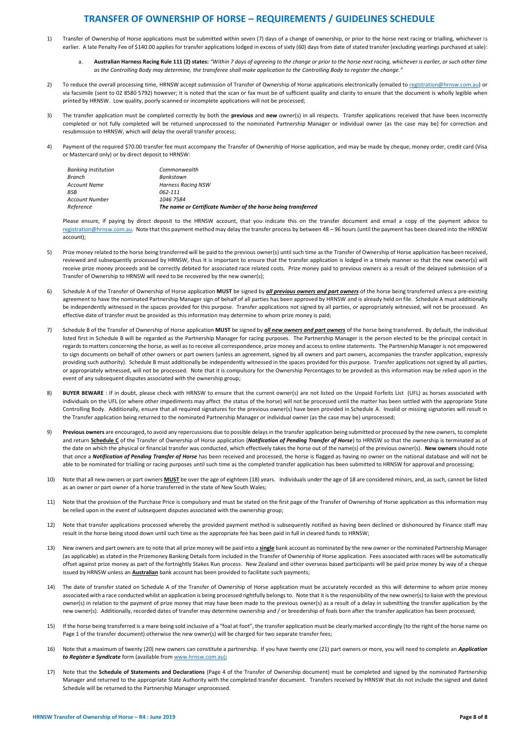# TRANSFER OF OWNERSHIP OF HORSE – REQUIREMENTS / GUIDELINES SCHEDULE

1) Transfer of Ownership of Horse applications must be submitted within seven (7) days of a change of ownership, or prior to the horse next racing or trialling, whichever is earlier. A late Penalty Fee of $140.00 applies for transfer applications lodged in excess of sixty (60) days from date of stated transfer (excluding yearlings purchased at sale):

   a. **Australian Harness Racing Rule 111 (2) states:** *"Within 7 days of agreeing to the change or prior to the horse next racing, whichever is earlier, or such other time as the Controlling Body may determine, the transferee shall make application to the Controlling Body to register the change."*

2) To reduce the overall processing time, HRNSW accept submission of Transfer of Ownership of Horse applications electronically (emailed to registration@hrnsw.com.au) or via facsimile (sent to 02 8580 5792) however; it is noted that the scan or fax must be of sufficient quality and clarity to ensure that the document is wholly legible when printed by HRNSW. Low quality, poorly scanned or incomplete applications will not be processed;

3) The transfer application must be completed correctly by both the **previous** and **new** owner(s) in all respects. Transfer applications received that have been incorrectly completed or not fully completed will be returned unprocessed to the nominated Partnership Manager or individual owner (as the case may be) for correction and resubmission to HRNSW, which will delay the overall transfer process;

4) Payment of the required $70.00 transfer fee must accompany the Transfer of Ownership of Horse application, and may be made by cheque, money order, credit card (Visa or Mastercard only) or by direct deposit to HRNSW:

| | |
|---|---|
| *Banking Institution* | *Commonwealth* |
| *Branch* | *Bankstown* |
| *Account Name* | *Harness Racing NSW* |
| *BSB* | *062-111* |
| *Account Number* | *1046 7584* |
| *Reference* | ***The name or Certificate Number of the horse being transferred*** |

   Please ensure, if paying by direct deposit to the HRNSW account, that you indicate this on the transfer document and email a copy of the payment advice to registration@hrnsw.com.au. Note that this payment method may delay the transfer process by between 48 – 96 hours (until the payment has been cleared into the HRNSW account);

5) Prize money related to the horse being transferred will be paid to the previous owner(s) until such time as the Transfer of Ownership of Horse application has been received, reviewed and subsequently processed by HRNSW, thus it is important to ensure that the transfer application is lodged in a timely manner so that the new owner(s) will receive prize money proceeds and be correctly debited for associated race related costs. Prize money paid to previous owners as a result of the delayed submission of a Transfer of Ownership to HRNSW will need to be recovered by the new owner(s);

6) Schedule A of the Transfer of Ownership of Horse application **MUST** be signed by ***all previous owners and part owners*** of the horse being transferred unless a pre-existing agreement to have the nominated Partnership Manager sign of behalf of all parties has been approved by HRNSW and is already held on file. Schedule A must additionally be independently witnessed in the spaces provided for this purpose. Transfer applications not signed by all parties, or appropriately witnessed, will not be processed. An effective date of transfer must be provided as this information may determine to whom prize money is paid;

7) Schedule B of the Transfer of Ownership of Horse application **MUST** be signed by ***all new owners and part owners*** of the horse being transferred. By default, the individual listed first in Schedule B will be regarded as the Partnership Manager for racing purposes. The Partnership Manager is the person elected to be the principal contact in regards to matters concerning the horse, as well as to receive all correspondence, prize money and access to online statements. The Partnership Manager is not empowered to sign documents on behalf of other owners or part owners (unless an agreement, signed by all owners and part owners, accompanies the transfer application, expressly providing such authority). Schedule B must additionally be independently witnessed in the spaces provided for this purpose. Transfer applications not signed by all parties, or appropriately witnessed, will not be processed. Note that it is compulsory for the Ownership Percentages to be provided as this information may be relied upon in the event of any subsequent disputes associated with the ownership group;

8) **BUYER BEWARE** : If in doubt, please check with HRNSW to ensure that the current owner(s) are not listed on the Unpaid Forfeits List (UFL) as horses associated with individuals on the UFL (or where other impediments may affect the status of the horse) will not be processed until the matter has been settled with the appropriate State Controlling Body. Additionally, ensure that all required signatures for the previous owner(s) have been provided in Schedule A. Invalid or missing signatories will result in the Transfer application being returned to the nominated Partnership Manager or individual owner (as the case may be) unprocessed;

9) **Previous owners** are encouraged, to avoid any repercussions due to possible delays in the transfer application being submitted or processed by the new owners, to complete and return **Schedule C** of the Transfer of Ownership of Horse application (***Notification of Pending Transfer of Horse***) to HRNSW so that the ownership is terminated as of the date on which the physical or financial transfer was conducted, which effectively takes the horse out of the name(s) of the previous owner(s). **New owners** should note that once a ***Notification of Pending Transfer of Horse*** has been received and processed, the horse is flagged as having no owner on the national database and will not be able to be nominated for trialling or racing purposes until such time as the completed transfer application has been submitted to HRNSW for approval and processing;

10) Note that all new owners or part owners **MUST** be over the age of eighteen (18) years. Individuals under the age of 18 are considered minors, and, as such, cannot be listed as an owner or part owner of a horse transferred in the state of New South Wales;

11) Note that the provision of the Purchase Price is compulsory and must be stated on the first page of the Transfer of Ownership of Horse application as this information may be relied upon in the event of subsequent disputes associated with the ownership group;

12) Note that transfer applications processed whereby the provided payment method is subsequently notified as having been declined or dishonoured by Finance staff may result in the horse being stood down until such time as the appropriate fee has been paid in full in cleared funds to HRNSW;

13) New owners and part owners are to note that all prize money will be paid into a **single** bank account as nominated by the new owner or the nominated Partnership Manager (as applicable) as stated in the Prizemoney Banking Details form included in the Transfer of Ownership of Horse application. Fees associated with races will be automatically offset against prize money as part of the fortnightly Stakes Run process. New Zealand and other overseas based participants will be paid prize money by way of a cheque issued by HRNSW unless an **Australian** bank account has been provided to facilitate such payments;

14) The date of transfer stated on Schedule A of the Transfer of Ownership of Horse application must be accurately recorded as this will determine to whom prize money associated with a race conducted whilst an application is being processed rightfully belongs to. Note that it is the responsibility of the new owner(s) to liaise with the previous owner(s) in relation to the payment of prize money that may have been made to the previous owner(s) as a result of a delay in submitting the transfer application by the new owner(s). Additionally, recorded dates of transfer may determine ownership and / or breedership of foals born after the transfer application has been processed;

15) If the horse being transferred is a mare being sold inclusive of a "foal at foot", the transfer application must be clearly marked accordingly (to the right of the horse name on Page 1 of the transfer document) otherwise the new owner(s) will be charged for two separate transfer fees;

16) Note that a maximum of twenty (20) new owners can constitute a partnership. If you have twenty one (21) part owners or more, you will need to complete an ***Application to Register a Syndicate*** form (available from www.hrnsw.com.au);

17) Note that the **Schedule of Statements and Declarations** (Page 4 of the Transfer of Ownership document) must be completed and signed by the nominated Partnership Manager and returned to the appropriate State Authority with the completed transfer document. Transfers received by HRNSW that do not include the signed and dated Schedule will be returned to the Partnership Manager unprocessed.